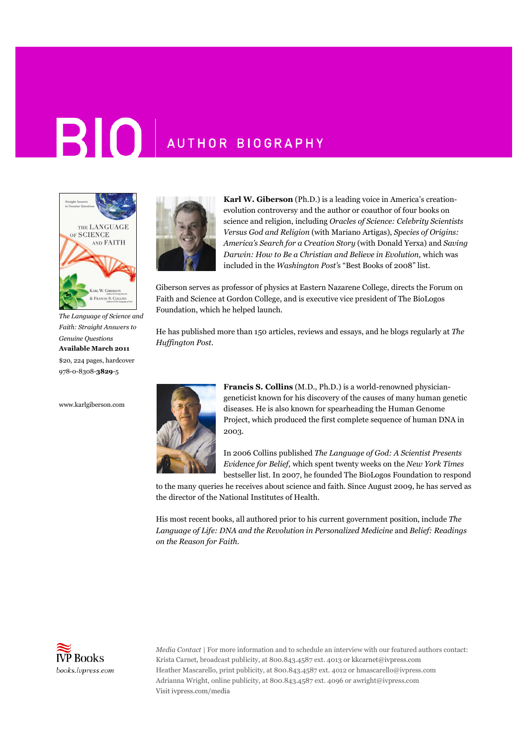# BIO | AUTHOR BIOGRAPHY

*The Language of Science and Faith: Straight Answers to Genuine Questions*
**Available March 2011**
$20, 224 pages, hardcover
978-0-8308-**3829**-5

www.karlgiberson.com

**Karl W. Giberson** (Ph.D.) is a leading voice in America's creation-evolution controversy and the author or coauthor of four books on science and religion, including *Oracles of Science: Celebrity Scientists Versus God and Religion* (with Mariano Artigas), *Species of Origins: America's Search for a Creation Story* (with Donald Yerxa) and *Saving Darwin: How to Be a Christian and Believe in Evolution,* which was included in the *Washington Post*'s "Best Books of 2008" list.

Giberson serves as professor of physics at Eastern Nazarene College, directs the Forum on Faith and Science at Gordon College, and is executive vice president of The BioLogos Foundation, which he helped launch.

He has published more than 150 articles, reviews and essays, and he blogs regularly at *The Huffington Post.*

**Francis S. Collins** (M.D., Ph.D.) is a world-renowned physician-geneticist known for his discovery of the causes of many human genetic diseases. He is also known for spearheading the Human Genome Project, which produced the first complete sequence of human DNA in 2003.

In 2006 Collins published *The Language of God: A Scientist Presents Evidence for Belief,* which spent twenty weeks on the *New York Times* bestseller list. In 2007, he founded The BioLogos Foundation to respond to the many queries he receives about science and faith. Since August 2009, he has served as the director of the National Institutes of Health.

His most recent books, all authored prior to his current government position, include *The Language of Life: DNA and the Revolution in Personalized Medicine* and *Belief: Readings on the Reason for Faith.*

IVP Books
books.ivpress.com

*Media Contact* | For more information and to schedule an interview with our featured authors contact:
Krista Carnet, broadcast publicity, at 800.843.4587 ext. 4013 or kkcarnet@ivpress.com
Heather Mascarello, print publicity, at 800.843.4587 ext. 4012 or hmascarello@ivpress.com
Adrianna Wright, online publicity, at 800.843.4587 ext. 4096 or awright@ivpress.com
Visit ivpress.com/media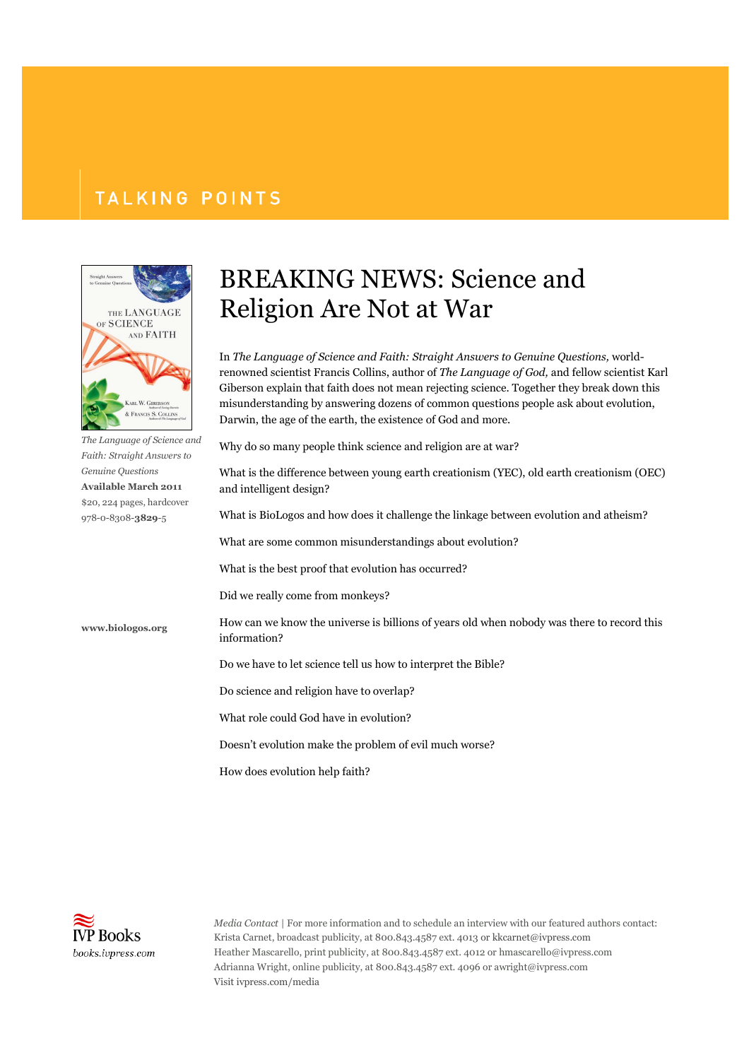# TALKING POINTS

*The Language of Science and Faith: Straight Answers to Genuine Questions*
**Available March 2011**
$20, 224 pages, hardcover
978-0-8308-**3829**-5

**www.biologos.org**

## BREAKING NEWS: Science and Religion Are Not at War

In *The Language of Science and Faith: Straight Answers to Genuine Questions,* world-renowned scientist Francis Collins, author of *The Language of God,* and fellow scientist Karl Giberson explain that faith does not mean rejecting science. Together they break down this misunderstanding by answering dozens of common questions people ask about evolution, Darwin, the age of the earth, the existence of God and more.

Why do so many people think science and religion are at war?

What is the difference between young earth creationism (YEC), old earth creationism (OEC) and intelligent design?

What is BioLogos and how does it challenge the linkage between evolution and atheism?

What are some common misunderstandings about evolution?

What is the best proof that evolution has occurred?

Did we really come from monkeys?

How can we know the universe is billions of years old when nobody was there to record this information?

Do we have to let science tell us how to interpret the Bible?

Do science and religion have to overlap?

What role could God have in evolution?

Doesn't evolution make the problem of evil much worse?

How does evolution help faith?

IVP Books
*books.ivpress.com*

*Media Contact* | For more information and to schedule an interview with our featured authors contact:
Krista Carnet, broadcast publicity, at 800.843.4587 ext. 4013 or kkcarnet@ivpress.com
Heather Mascarello, print publicity, at 800.843.4587 ext. 4012 or hmascarello@ivpress.com
Adrianna Wright, online publicity, at 800.843.4587 ext. 4096 or awright@ivpress.com
Visit ivpress.com/media